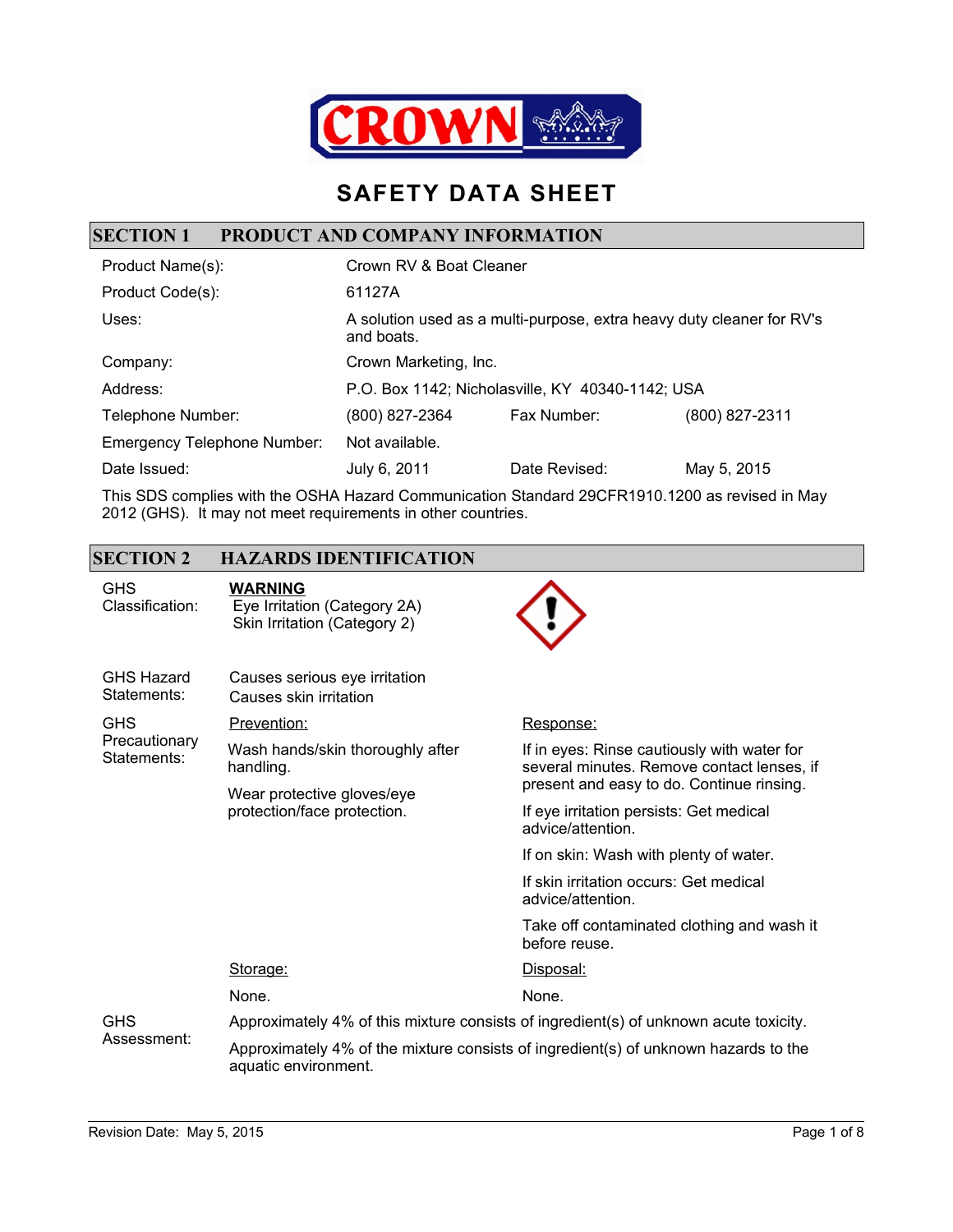CROWN

# SAFETY DATA SHEET

## SECTION 1 PRODUCT AND COMPANY INFORMATION

| | | | |
|---|---|---|---|
| Product Name(s): | Crown RV & Boat Cleaner | | |
| Product Code(s): | 61127A | | |
| Uses: | A solution used as a multi-purpose, extra heavy duty cleaner for RV's and boats. | | |
| Company: | Crown Marketing, Inc. | | |
| Address: | P.O. Box 1142; Nicholasville, KY 40340-1142; USA | | |
| Telephone Number: | (800) 827-2364 | Fax Number: | (800) 827-2311 |
| Emergency Telephone Number: | Not available. | | |
| Date Issued: | July 6, 2011 | Date Revised: | May 5, 2015 |

This SDS complies with the OSHA Hazard Communication Standard 29CFR1910.1200 as revised in May 2012 (GHS). It may not meet requirements in other countries.

## SECTION 2 HAZARDS IDENTIFICATION

**GHS Classification:**

**WARNING**

Eye Irritation (Category 2A)
Skin Irritation (Category 2)

**GHS Hazard Statements:**

Causes serious eye irritation
Causes skin irritation

**GHS Precautionary Statements:**

Prevention:

Wash hands/skin thoroughly after handling.

Wear protective gloves/eye protection/face protection.

Response:

If in eyes: Rinse cautiously with water for several minutes. Remove contact lenses, if present and easy to do. Continue rinsing.

If eye irritation persists: Get medical advice/attention.

If on skin: Wash with plenty of water.

If skin irritation occurs: Get medical advice/attention.

Take off contaminated clothing and wash it before reuse.

Storage:

None.

Disposal:

None.

**GHS Assessment:**

Approximately 4% of this mixture consists of ingredient(s) of unknown acute toxicity.

Approximately 4% of the mixture consists of ingredient(s) of unknown hazards to the aquatic environment.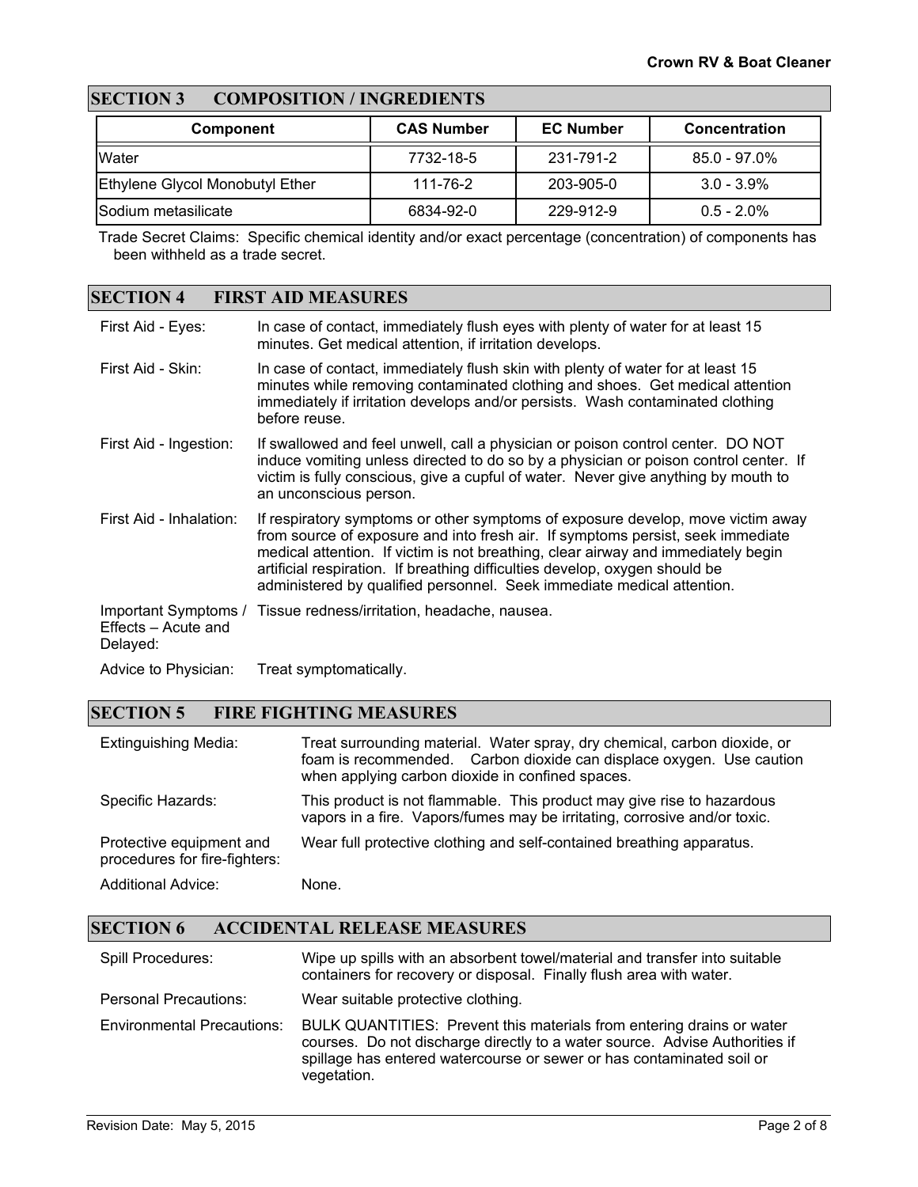## SECTION 3 COMPOSITION / INGREDIENTS

| Component | CAS Number | EC Number | Concentration |
|---|---|---|---|
| Water | 7732-18-5 | 231-791-2 | 85.0 - 97.0% |
| Ethylene Glycol Monobutyl Ether | 111-76-2 | 203-905-0 | 3.0 - 3.9% |
| Sodium metasilicate | 6834-92-0 | 229-912-9 | 0.5 - 2.0% |

Trade Secret Claims: Specific chemical identity and/or exact percentage (concentration) of components has been withheld as a trade secret.

## SECTION 4 FIRST AID MEASURES

**First Aid - Eyes:** In case of contact, immediately flush eyes with plenty of water for at least 15 minutes. Get medical attention, if irritation develops.

**First Aid - Skin:** In case of contact, immediately flush skin with plenty of water for at least 15 minutes while removing contaminated clothing and shoes. Get medical attention immediately if irritation develops and/or persists. Wash contaminated clothing before reuse.

**First Aid - Ingestion:** If swallowed and feel unwell, call a physician or poison control center. DO NOT induce vomiting unless directed to do so by a physician or poison control center. If victim is fully conscious, give a cupful of water. Never give anything by mouth to an unconscious person.

**First Aid - Inhalation:** If respiratory symptoms or other symptoms of exposure develop, move victim away from source of exposure and into fresh air. If symptoms persist, seek immediate medical attention. If victim is not breathing, clear airway and immediately begin artificial respiration. If breathing difficulties develop, oxygen should be administered by qualified personnel. Seek immediate medical attention.

**Important Symptoms / Effects – Acute and Delayed:** Tissue redness/irritation, headache, nausea.

**Advice to Physician:** Treat symptomatically.

## SECTION 5 FIRE FIGHTING MEASURES

**Extinguishing Media:** Treat surrounding material. Water spray, dry chemical, carbon dioxide, or foam is recommended. Carbon dioxide can displace oxygen. Use caution when applying carbon dioxide in confined spaces.

**Specific Hazards:** This product is not flammable. This product may give rise to hazardous vapors in a fire. Vapors/fumes may be irritating, corrosive and/or toxic.

**Protective equipment and procedures for fire-fighters:** Wear full protective clothing and self-contained breathing apparatus.

**Additional Advice:** None.

## SECTION 6 ACCIDENTAL RELEASE MEASURES

**Spill Procedures:** Wipe up spills with an absorbent towel/material and transfer into suitable containers for recovery or disposal. Finally flush area with water.

**Personal Precautions:** Wear suitable protective clothing.

**Environmental Precautions:** BULK QUANTITIES: Prevent this materials from entering drains or water courses. Do not discharge directly to a water source. Advise Authorities if spillage has entered watercourse or sewer or has contaminated soil or vegetation.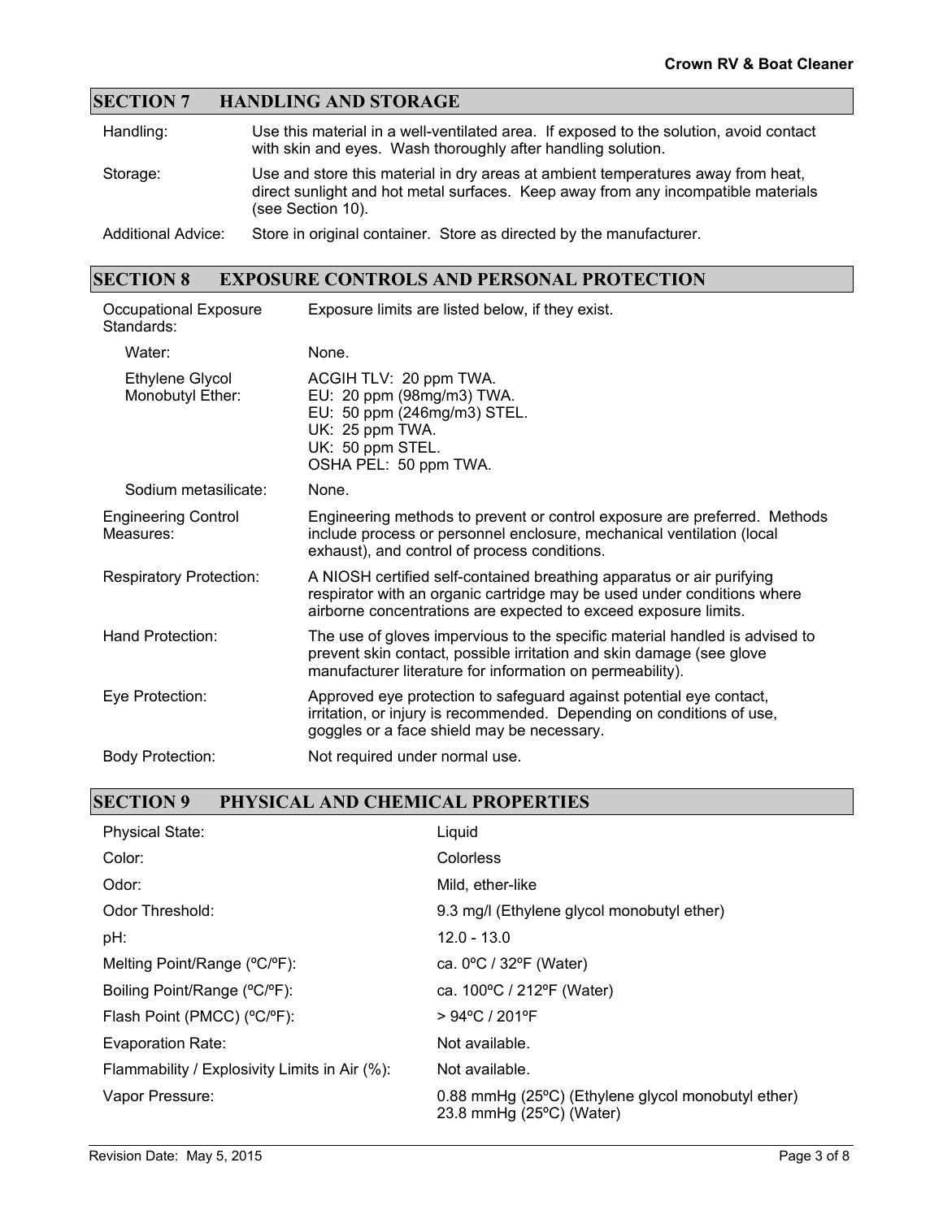## SECTION 7 HANDLING AND STORAGE

| | |
|---|---|
| Handling: | Use this material in a well-ventilated area. If exposed to the solution, avoid contact with skin and eyes. Wash thoroughly after handling solution. |
| Storage: | Use and store this material in dry areas at ambient temperatures away from heat, direct sunlight and hot metal surfaces. Keep away from any incompatible materials (see Section 10). |
| Additional Advice: | Store in original container. Store as directed by the manufacturer. |

## SECTION 8 EXPOSURE CONTROLS AND PERSONAL PROTECTION

| | |
|---|---|
| Occupational Exposure Standards: | Exposure limits are listed below, if they exist. |
| Water: | None. |
| Ethylene Glycol Monobutyl Ether: | ACGIH TLV: 20 ppm TWA.<br>EU: 20 ppm (98mg/m3) TWA.<br>EU: 50 ppm (246mg/m3) STEL.<br>UK: 25 ppm TWA.<br>UK: 50 ppm STEL.<br>OSHA PEL: 50 ppm TWA. |
| Sodium metasilicate: | None. |
| Engineering Control Measures: | Engineering methods to prevent or control exposure are preferred. Methods include process or personnel enclosure, mechanical ventilation (local exhaust), and control of process conditions. |
| Respiratory Protection: | A NIOSH certified self-contained breathing apparatus or air purifying respirator with an organic cartridge may be used under conditions where airborne concentrations are expected to exceed exposure limits. |
| Hand Protection: | The use of gloves impervious to the specific material handled is advised to prevent skin contact, possible irritation and skin damage (see glove manufacturer literature for information on permeability). |
| Eye Protection: | Approved eye protection to safeguard against potential eye contact, irritation, or injury is recommended. Depending on conditions of use, goggles or a face shield may be necessary. |
| Body Protection: | Not required under normal use. |

## SECTION 9 PHYSICAL AND CHEMICAL PROPERTIES

| | |
|---|---|
| Physical State: | Liquid |
| Color: | Colorless |
| Odor: | Mild, ether-like |
| Odor Threshold: | 9.3 mg/l (Ethylene glycol monobutyl ether) |
| pH: | 12.0 - 13.0 |
| Melting Point/Range (ºC/ºF): | ca. 0ºC / 32ºF (Water) |
| Boiling Point/Range (ºC/ºF): | ca. 100ºC / 212ºF (Water) |
| Flash Point (PMCC) (ºC/ºF): | > 94ºC / 201ºF |
| Evaporation Rate: | Not available. |
| Flammability / Explosivity Limits in Air (%): | Not available. |
| Vapor Pressure: | 0.88 mmHg (25ºC) (Ethylene glycol monobutyl ether)<br>23.8 mmHg (25ºC) (Water) |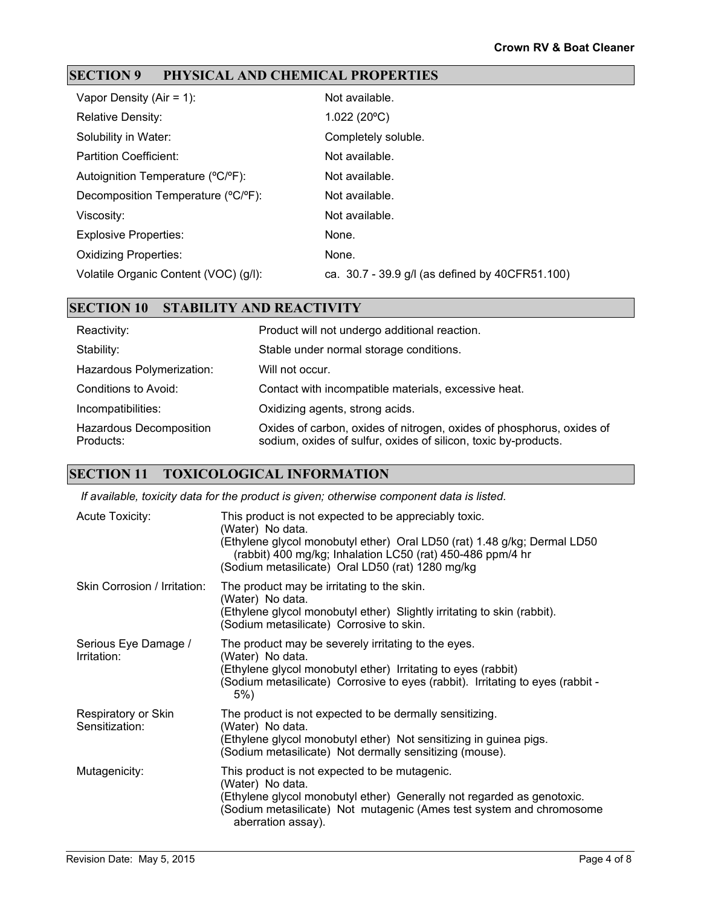## SECTION 9 PHYSICAL AND CHEMICAL PROPERTIES

| | |
|---|---|
| Vapor Density (Air = 1): | Not available. |
| Relative Density: | 1.022 (20ºC) |
| Solubility in Water: | Completely soluble. |
| Partition Coefficient: | Not available. |
| Autoignition Temperature (ºC/ºF): | Not available. |
| Decomposition Temperature (ºC/ºF): | Not available. |
| Viscosity: | Not available. |
| Explosive Properties: | None. |
| Oxidizing Properties: | None. |
| Volatile Organic Content (VOC) (g/l): | ca. 30.7 - 39.9 g/l (as defined by 40CFR51.100) |

## SECTION 10 STABILITY AND REACTIVITY

| | |
|---|---|
| Reactivity: | Product will not undergo additional reaction. |
| Stability: | Stable under normal storage conditions. |
| Hazardous Polymerization: | Will not occur. |
| Conditions to Avoid: | Contact with incompatible materials, excessive heat. |
| Incompatibilities: | Oxidizing agents, strong acids. |
| Hazardous Decomposition Products: | Oxides of carbon, oxides of nitrogen, oxides of phosphorus, oxides of sodium, oxides of sulfur, oxides of silicon, toxic by-products. |

## SECTION 11 TOXICOLOGICAL INFORMATION

*If available, toxicity data for the product is given; otherwise component data is listed.*

| | |
|---|---|
| Acute Toxicity: | This product is not expected to be appreciably toxic.<br>(Water) No data.<br>(Ethylene glycol monobutyl ether) Oral LD50 (rat) 1.48 g/kg; Dermal LD50 (rabbit) 400 mg/kg; Inhalation LC50 (rat) 450-486 ppm/4 hr<br>(Sodium metasilicate) Oral LD50 (rat) 1280 mg/kg |
| Skin Corrosion / Irritation: | The product may be irritating to the skin.<br>(Water) No data.<br>(Ethylene glycol monobutyl ether) Slightly irritating to skin (rabbit).<br>(Sodium metasilicate) Corrosive to skin. |
| Serious Eye Damage / Irritation: | The product may be severely irritating to the eyes.<br>(Water) No data.<br>(Ethylene glycol monobutyl ether) Irritating to eyes (rabbit)<br>(Sodium metasilicate) Corrosive to eyes (rabbit). Irritating to eyes (rabbit - 5%) |
| Respiratory or Skin Sensitization: | The product is not expected to be dermally sensitizing.<br>(Water) No data.<br>(Ethylene glycol monobutyl ether) Not sensitizing in guinea pigs.<br>(Sodium metasilicate) Not dermally sensitizing (mouse). |
| Mutagenicity: | This product is not expected to be mutagenic.<br>(Water) No data.<br>(Ethylene glycol monobutyl ether) Generally not regarded as genotoxic.<br>(Sodium metasilicate) Not mutagenic (Ames test system and chromosome aberration assay). |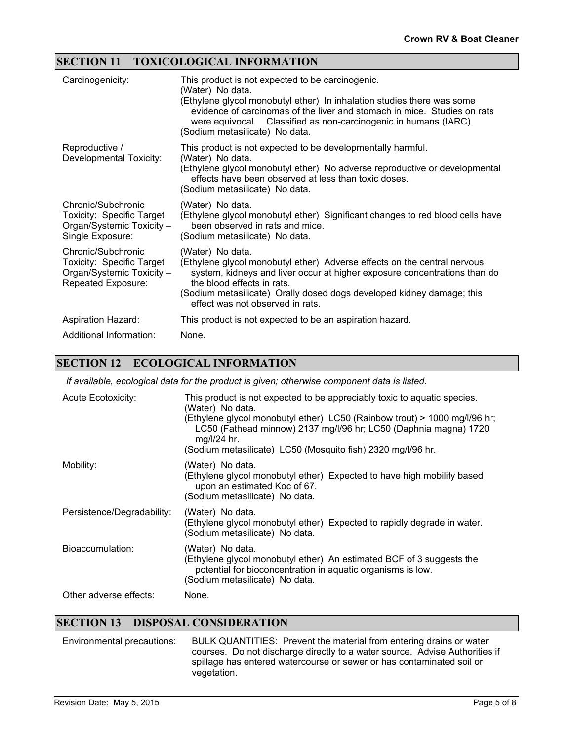## SECTION 11 TOXICOLOGICAL INFORMATION

| | |
|---|---|
| Carcinogenicity: | This product is not expected to be carcinogenic.<br>(Water) No data.<br>(Ethylene glycol monobutyl ether) In inhalation studies there was some evidence of carcinomas of the liver and stomach in mice. Studies on rats were equivocal. Classified as non-carcinogenic in humans (IARC).<br>(Sodium metasilicate) No data. |
| Reproductive / Developmental Toxicity: | This product is not expected to be developmentally harmful.<br>(Water) No data.<br>(Ethylene glycol monobutyl ether) No adverse reproductive or developmental effects have been observed at less than toxic doses.<br>(Sodium metasilicate) No data. |
| Chronic/Subchronic Toxicity: Specific Target Organ/Systemic Toxicity – Single Exposure: | (Water) No data.<br>(Ethylene glycol monobutyl ether) Significant changes to red blood cells have been observed in rats and mice.<br>(Sodium metasilicate) No data. |
| Chronic/Subchronic Toxicity: Specific Target Organ/Systemic Toxicity – Repeated Exposure: | (Water) No data.<br>(Ethylene glycol monobutyl ether) Adverse effects on the central nervous system, kidneys and liver occur at higher exposure concentrations than do the blood effects in rats.<br>(Sodium metasilicate) Orally dosed dogs developed kidney damage; this effect was not observed in rats. |
| Aspiration Hazard: | This product is not expected to be an aspiration hazard. |
| Additional Information: | None. |

## SECTION 12 ECOLOGICAL INFORMATION

*If available, ecological data for the product is given; otherwise component data is listed.*

| | |
|---|---|
| Acute Ecotoxicity: | This product is not expected to be appreciably toxic to aquatic species.<br>(Water) No data.<br>(Ethylene glycol monobutyl ether) LC50 (Rainbow trout) > 1000 mg/l/96 hr; LC50 (Fathead minnow) 2137 mg/l/96 hr; LC50 (Daphnia magna) 1720 mg/l/24 hr.<br>(Sodium metasilicate) LC50 (Mosquito fish) 2320 mg/l/96 hr. |
| Mobility: | (Water) No data.<br>(Ethylene glycol monobutyl ether) Expected to have high mobility based upon an estimated Koc of 67.<br>(Sodium metasilicate) No data. |
| Persistence/Degradability: | (Water) No data.<br>(Ethylene glycol monobutyl ether) Expected to rapidly degrade in water.<br>(Sodium metasilicate) No data. |
| Bioaccumulation: | (Water) No data.<br>(Ethylene glycol monobutyl ether) An estimated BCF of 3 suggests the potential for bioconcentration in aquatic organisms is low.<br>(Sodium metasilicate) No data. |
| Other adverse effects: | None. |

## SECTION 13 DISPOSAL CONSIDERATION

| | |
|---|---|
| Environmental precautions: | BULK QUANTITIES: Prevent the material from entering drains or water courses. Do not discharge directly to a water source. Advise Authorities if spillage has entered watercourse or sewer or has contaminated soil or vegetation. |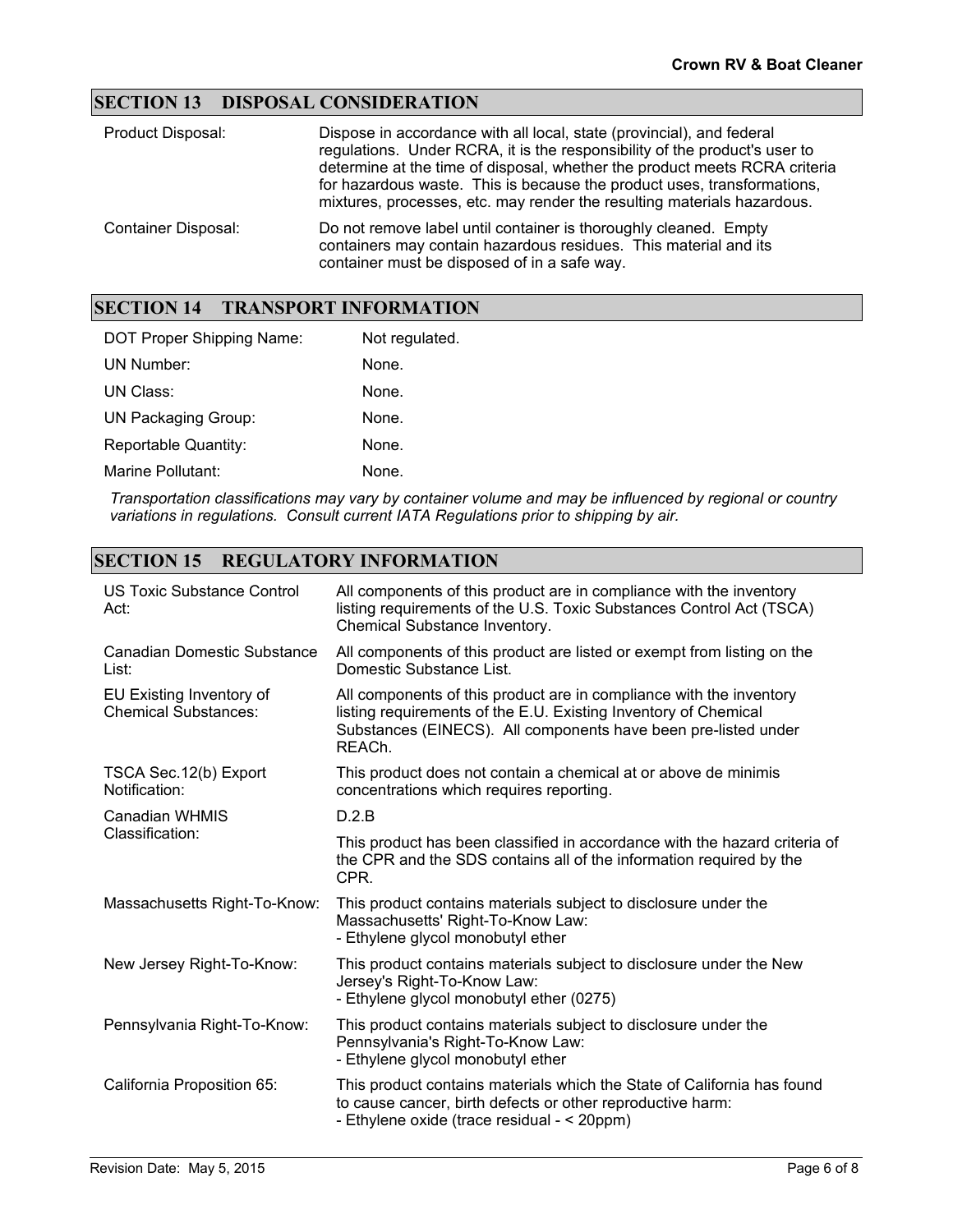## SECTION 13 DISPOSAL CONSIDERATION

| | |
|---|---|
| Product Disposal: | Dispose in accordance with all local, state (provincial), and federal regulations. Under RCRA, it is the responsibility of the product's user to determine at the time of disposal, whether the product meets RCRA criteria for hazardous waste. This is because the product uses, transformations, mixtures, processes, etc. may render the resulting materials hazardous. |
| Container Disposal: | Do not remove label until container is thoroughly cleaned. Empty containers may contain hazardous residues. This material and its container must be disposed of in a safe way. |

## SECTION 14 TRANSPORT INFORMATION

| | |
|---|---|
| DOT Proper Shipping Name: | Not regulated. |
| UN Number: | None. |
| UN Class: | None. |
| UN Packaging Group: | None. |
| Reportable Quantity: | None. |
| Marine Pollutant: | None. |

*Transportation classifications may vary by container volume and may be influenced by regional or country variations in regulations. Consult current IATA Regulations prior to shipping by air.*

## SECTION 15 REGULATORY INFORMATION

| | |
|---|---|
| US Toxic Substance Control Act: | All components of this product are in compliance with the inventory listing requirements of the U.S. Toxic Substances Control Act (TSCA) Chemical Substance Inventory. |
| Canadian Domestic Substance List: | All components of this product are listed or exempt from listing on the Domestic Substance List. |
| EU Existing Inventory of Chemical Substances: | All components of this product are in compliance with the inventory listing requirements of the E.U. Existing Inventory of Chemical Substances (EINECS). All components have been pre-listed under REACh. |
| TSCA Sec.12(b) Export Notification: | This product does not contain a chemical at or above de minimis concentrations which requires reporting. |
| Canadian WHMIS Classification: | D.2.B<br>This product has been classified in accordance with the hazard criteria of the CPR and the SDS contains all of the information required by the CPR. |
| Massachusetts Right-To-Know: | This product contains materials subject to disclosure under the Massachusetts' Right-To-Know Law:<br>- Ethylene glycol monobutyl ether |
| New Jersey Right-To-Know: | This product contains materials subject to disclosure under the New Jersey's Right-To-Know Law:<br>- Ethylene glycol monobutyl ether (0275) |
| Pennsylvania Right-To-Know: | This product contains materials subject to disclosure under the Pennsylvania's Right-To-Know Law:<br>- Ethylene glycol monobutyl ether |
| California Proposition 65: | This product contains materials which the State of California has found to cause cancer, birth defects or other reproductive harm:<br>- Ethylene oxide (trace residual - < 20ppm) |

Revision Date: May 5, 2015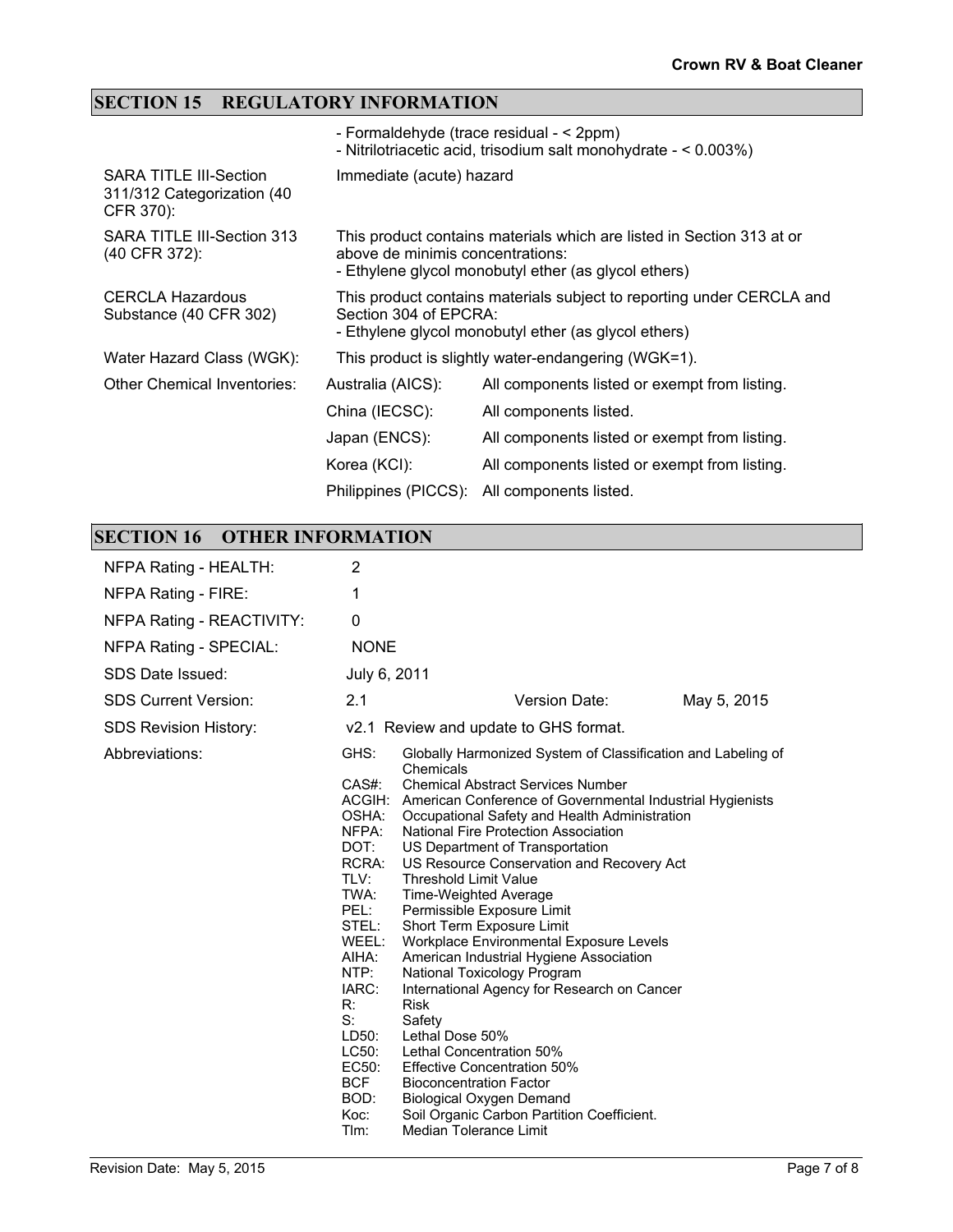## SECTION 15 REGULATORY INFORMATION

- Formaldehyde (trace residual - < 2ppm)
- Nitrilotriacetic acid, trisodium salt monohydrate - < 0.003%)

| | | |
|---|---|---|
| SARA TITLE III-Section 311/312 Categorization (40 CFR 370): | Immediate (acute) hazard | |
| SARA TITLE III-Section 313 (40 CFR 372): | This product contains materials which are listed in Section 313 at or above de minimis concentrations:<br>- Ethylene glycol monobutyl ether (as glycol ethers) | |
| CERCLA Hazardous Substance (40 CFR 302) | This product contains materials subject to reporting under CERCLA and Section 304 of EPCRA:<br>- Ethylene glycol monobutyl ether (as glycol ethers) | |
| Water Hazard Class (WGK): | This product is slightly water-endangering (WGK=1). | |
| Other Chemical Inventories: | Australia (AICS): | All components listed or exempt from listing. |
| | China (IECSC): | All components listed. |
| | Japan (ENCS): | All components listed or exempt from listing. |
| | Korea (KCI): | All components listed or exempt from listing. |
| | Philippines (PICCS): | All components listed. |

## SECTION 16 OTHER INFORMATION

| | | | |
|---|---|---|---|
| NFPA Rating - HEALTH: | 2 | | |
| NFPA Rating - FIRE: | 1 | | |
| NFPA Rating - REACTIVITY: | 0 | | |
| NFPA Rating - SPECIAL: | NONE | | |
| SDS Date Issued: | July 6, 2011 | | |
| SDS Current Version: | 2.1 | Version Date: | May 5, 2015 |
| SDS Revision History: | v2.1 Review and update to GHS format. | | |

Abbreviations:

| | |
|---|---|
| GHS: | Globally Harmonized System of Classification and Labeling of Chemicals |
| CAS#: | Chemical Abstract Services Number |
| ACGIH: | American Conference of Governmental Industrial Hygienists |
| OSHA: | Occupational Safety and Health Administration |
| NFPA: | National Fire Protection Association |
| DOT: | US Department of Transportation |
| RCRA: | US Resource Conservation and Recovery Act |
| TLV: | Threshold Limit Value |
| TWA: | Time-Weighted Average |
| PEL: | Permissible Exposure Limit |
| STEL: | Short Term Exposure Limit |
| WEEL: | Workplace Environmental Exposure Levels |
| AIHA: | American Industrial Hygiene Association |
| NTP: | National Toxicology Program |
| IARC: | International Agency for Research on Cancer |
| R: | Risk |
| S: | Safety |
| LD50: | Lethal Dose 50% |
| LC50: | Lethal Concentration 50% |
| EC50: | Effective Concentration 50% |
| BCF | Bioconcentration Factor |
| BOD: | Biological Oxygen Demand |
| Koc: | Soil Organic Carbon Partition Coefficient. |
| Tlm: | Median Tolerance Limit |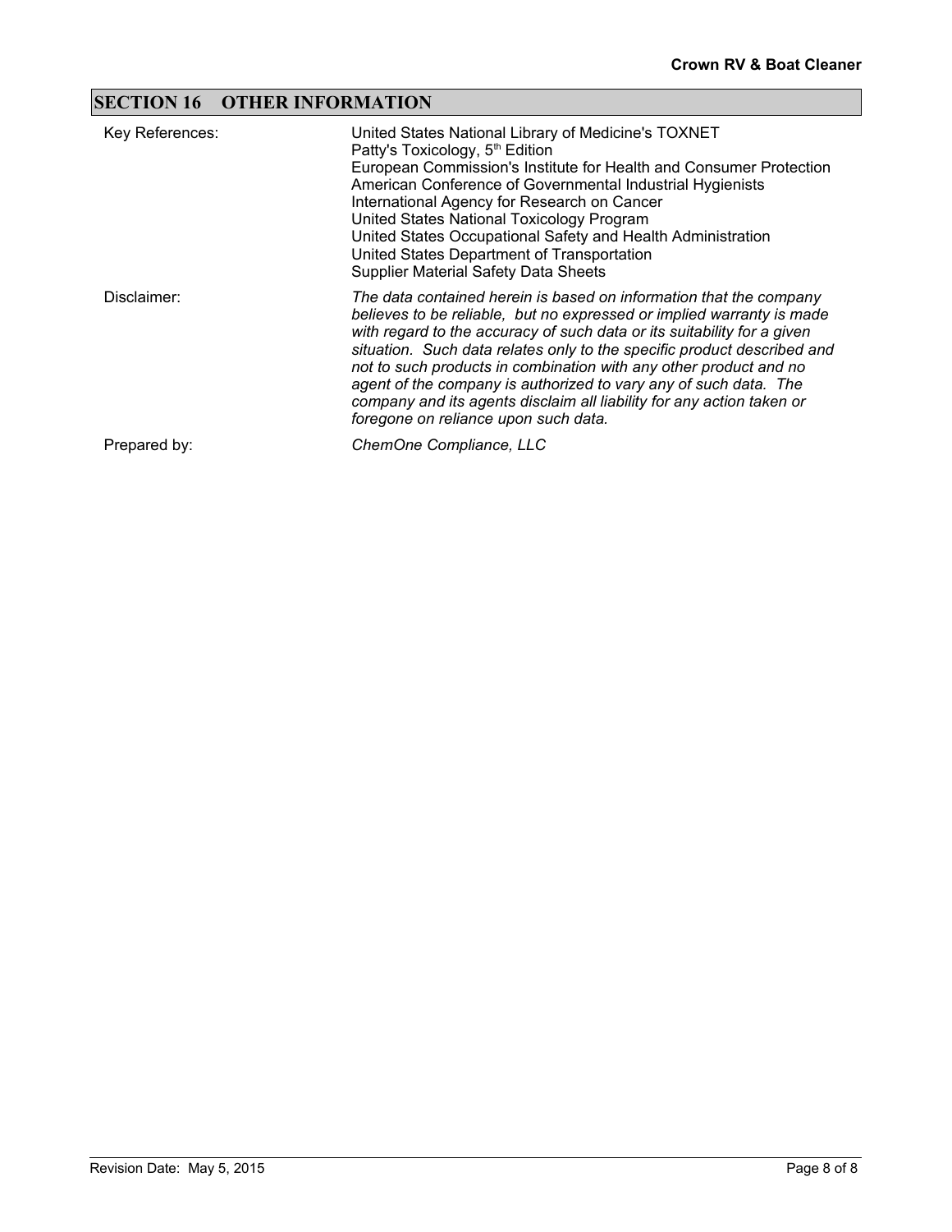## SECTION 16 OTHER INFORMATION

| | |
|---|---|
| Key References: | United States National Library of Medicine's TOXNET<br>Patty's Toxicology, 5th Edition<br>European Commission's Institute for Health and Consumer Protection<br>American Conference of Governmental Industrial Hygienists<br>International Agency for Research on Cancer<br>United States National Toxicology Program<br>United States Occupational Safety and Health Administration<br>United States Department of Transportation<br>Supplier Material Safety Data Sheets |
| Disclaimer: | *The data contained herein is based on information that the company believes to be reliable, but no expressed or implied warranty is made with regard to the accuracy of such data or its suitability for a given situation. Such data relates only to the specific product described and not to such products in combination with any other product and no agent of the company is authorized to vary any of such data. The company and its agents disclaim all liability for any action taken or foregone on reliance upon such data.* |
| Prepared by: | *ChemOne Compliance, LLC* |